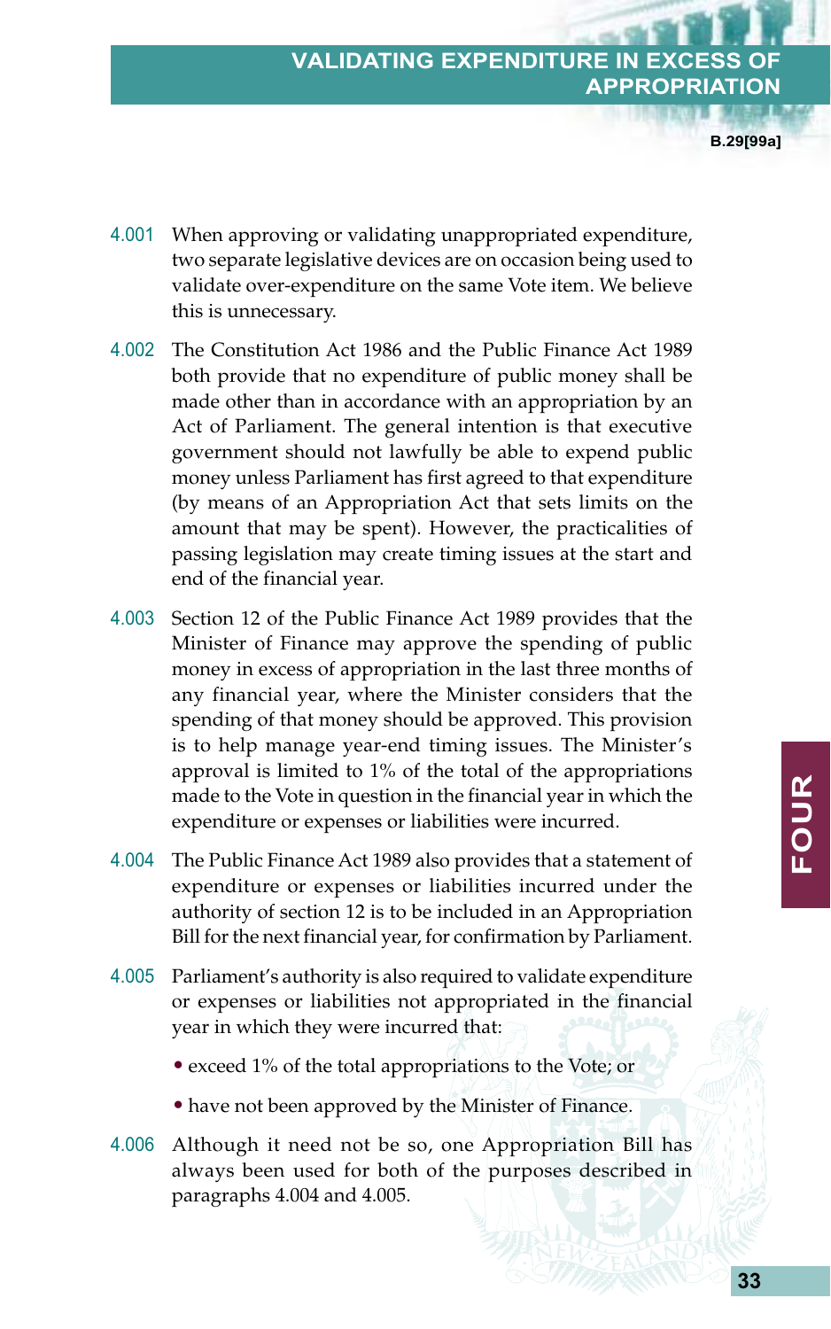# VALIDATING EXPENDITURE IN EXCESS OF APPROPRIATION

4.001 When approving or validating unappropriated expenditure, two separate legislative devices are on occasion being used to validate over-expenditure on the same Vote item. We believe this is unnecessary.

4.002 The Constitution Act 1986 and the Public Finance Act 1989 both provide that no expenditure of public money shall be made other than in accordance with an appropriation by an Act of Parliament. The general intention is that executive government should not lawfully be able to expend public money unless Parliament has first agreed to that expenditure (by means of an Appropriation Act that sets limits on the amount that may be spent). However, the practicalities of passing legislation may create timing issues at the start and end of the financial year.

4.003 Section 12 of the Public Finance Act 1989 provides that the Minister of Finance may approve the spending of public money in excess of appropriation in the last three months of any financial year, where the Minister considers that the spending of that money should be approved. This provision is to help manage year-end timing issues. The Minister's approval is limited to 1% of the total of the appropriations made to the Vote in question in the financial year in which the expenditure or expenses or liabilities were incurred.

4.004 The Public Finance Act 1989 also provides that a statement of expenditure or expenses or liabilities incurred under the authority of section 12 is to be included in an Appropriation Bill for the next financial year, for confirmation by Parliament.

4.005 Parliament's authority is also required to validate expenditure or expenses or liabilities not appropriated in the financial year in which they were incurred that:

- exceed 1% of the total appropriations to the Vote; or
- have not been approved by the Minister of Finance.

4.006 Although it need not be so, one Appropriation Bill has always been used for both of the purposes described in paragraphs 4.004 and 4.005.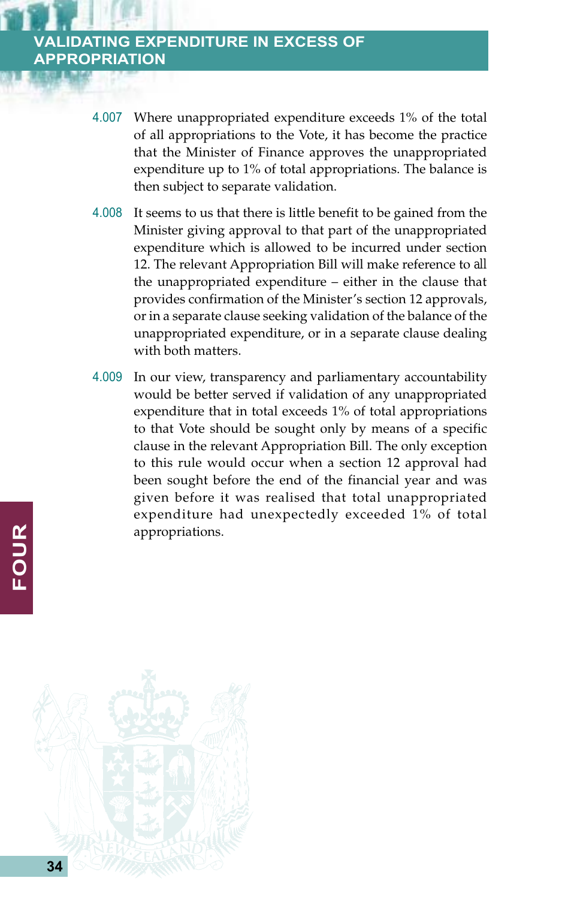4.007 Where unappropriated expenditure exceeds 1% of the total of all appropriations to the Vote, it has become the practice that the Minister of Finance approves the unappropriated expenditure up to 1% of total appropriations. The balance is then subject to separate validation.

4.008 It seems to us that there is little benefit to be gained from the Minister giving approval to that part of the unappropriated expenditure which is allowed to be incurred under section 12. The relevant Appropriation Bill will make reference to all the unappropriated expenditure – either in the clause that provides confirmation of the Minister's section 12 approvals, or in a separate clause seeking validation of the balance of the unappropriated expenditure, or in a separate clause dealing with both matters.

4.009 In our view, transparency and parliamentary accountability would be better served if validation of any unappropriated expenditure that in total exceeds 1% of total appropriations to that Vote should be sought only by means of a specific clause in the relevant Appropriation Bill. The only exception to this rule would occur when a section 12 approval had been sought before the end of the financial year and was given before it was realised that total unappropriated expenditure had unexpectedly exceeded 1% of total appropriations.